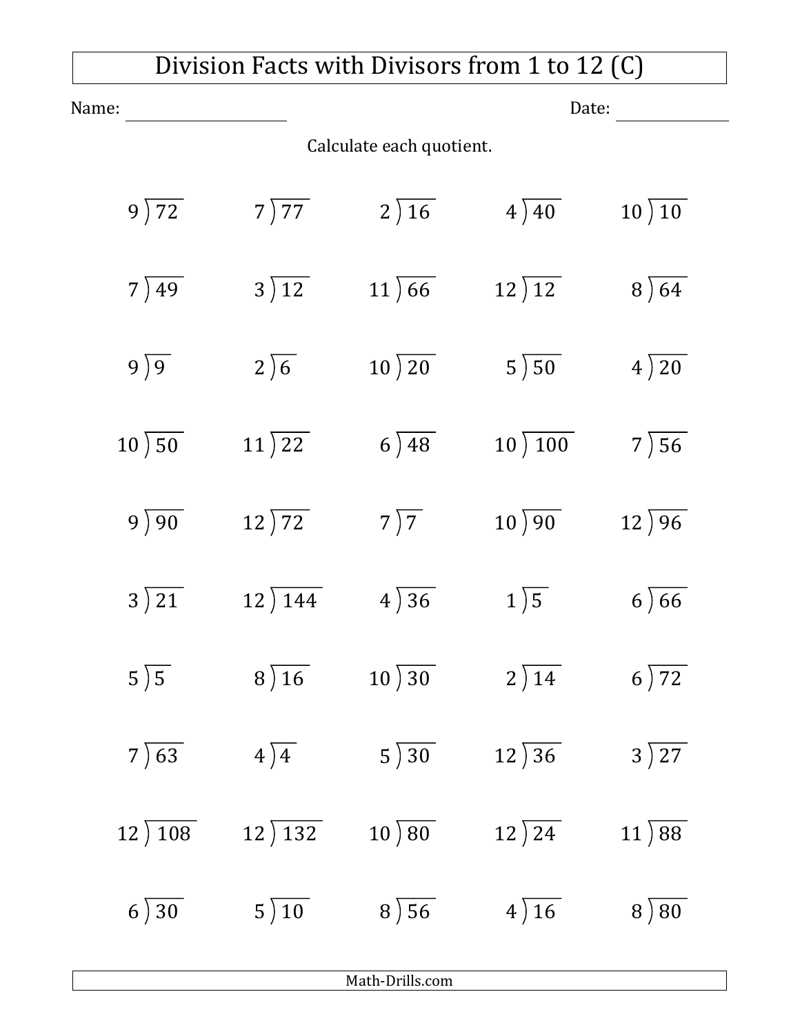# Division Facts with Divisors from 1 to 12 (C)

Name: ____________________ Date: ______________

Calculate each quotient.

| | | | | |
|---|---|---|---|---|
| $9\overline{)72}$ | $7\overline{)77}$ | $2\overline{)16}$ | $4\overline{)40}$ | $10\overline{)10}$ |
| $7\overline{)49}$ | $3\overline{)12}$ | $11\overline{)66}$ | $12\overline{)12}$ | $8\overline{)64}$ |
| $9\overline{)9}$ | $2\overline{)6}$ | $10\overline{)20}$ | $5\overline{)50}$ | $4\overline{)20}$ |
| $10\overline{)50}$ | $11\overline{)22}$ | $6\overline{)48}$ | $10\overline{)100}$ | $7\overline{)56}$ |
| $9\overline{)90}$ | $12\overline{)72}$ | $7\overline{)7}$ | $10\overline{)90}$ | $12\overline{)96}$ |
| $3\overline{)21}$ | $12\overline{)144}$ | $4\overline{)36}$ | $1\overline{)5}$ | $6\overline{)66}$ |
| $5\overline{)5}$ | $8\overline{)16}$ | $10\overline{)30}$ | $2\overline{)14}$ | $6\overline{)72}$ |
| $7\overline{)63}$ | $4\overline{)4}$ | $5\overline{)30}$ | $12\overline{)36}$ | $3\overline{)27}$ |
| $12\overline{)108}$ | $12\overline{)132}$ | $10\overline{)80}$ | $12\overline{)24}$ | $11\overline{)88}$ |
| $6\overline{)30}$ | $5\overline{)10}$ | $8\overline{)56}$ | $4\overline{)16}$ | $8\overline{)80}$ |

Math-Drills.com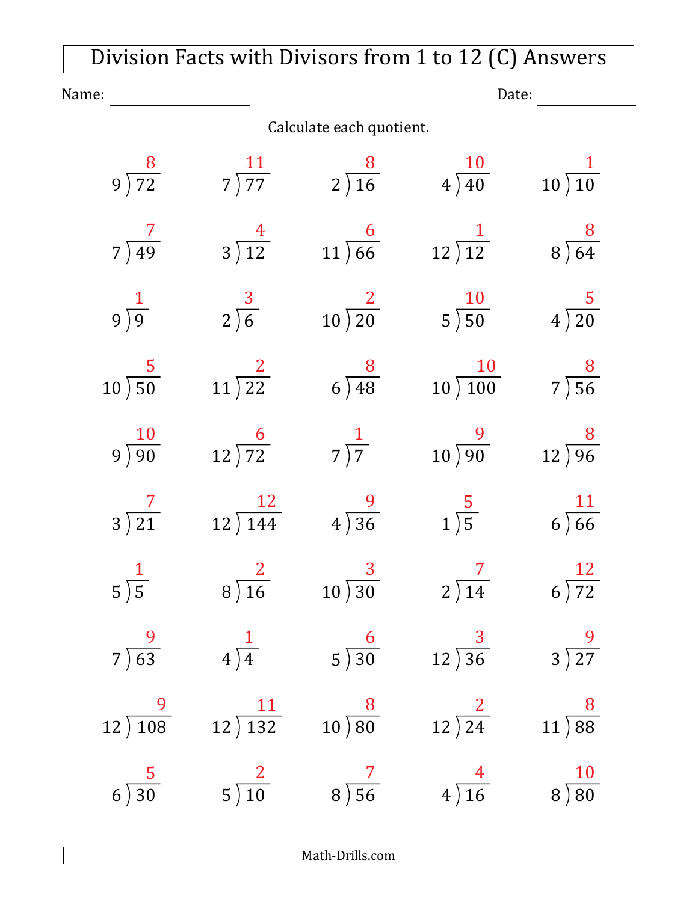# Division Facts with Divisors from 1 to 12 (C) Answers

Name: \_\_\_\_\_\_\_\_\_\_\_\_\_\_\_\_ Date: \_\_\_\_\_\_\_\_\_\_

Calculate each quotient.

| | | | | |
|---|---|---|---|---|
| $72 \div 9 = 8$ | $77 \div 7 = 11$ | $16 \div 2 = 8$ | $40 \div 4 = 10$ | $10 \div 10 = 1$ |
| $49 \div 7 = 7$ | $12 \div 3 = 4$ | $66 \div 11 = 6$ | $12 \div 12 = 1$ | $64 \div 8 = 8$ |
| $9 \div 9 = 1$ | $6 \div 2 = 3$ | $20 \div 10 = 2$ | $50 \div 5 = 10$ | $20 \div 4 = 5$ |
| $50 \div 10 = 5$ | $22 \div 11 = 2$ | $48 \div 6 = 8$ | $100 \div 10 = 10$ | $56 \div 7 = 8$ |
| $90 \div 9 = 10$ | $72 \div 12 = 6$ | $7 \div 7 = 1$ | $90 \div 10 = 9$ | $96 \div 12 = 8$ |
| $21 \div 3 = 7$ | $144 \div 12 = 12$ | $36 \div 4 = 9$ | $5 \div 1 = 5$ | $66 \div 6 = 11$ |
| $5 \div 5 = 1$ | $16 \div 8 = 2$ | $30 \div 10 = 3$ | $14 \div 2 = 7$ | $72 \div 6 = 12$ |
| $63 \div 7 = 9$ | $4 \div 4 = 1$ | $30 \div 5 = 6$ | $36 \div 12 = 3$ | $27 \div 3 = 9$ |
| $108 \div 12 = 9$ | $132 \div 12 = 11$ | $80 \div 10 = 8$ | $24 \div 12 = 2$ | $88 \div 11 = 8$ |
| $30 \div 6 = 5$ | $10 \div 5 = 2$ | $56 \div 8 = 7$ | $16 \div 4 = 4$ | $80 \div 8 = 10$ |

Math-Drills.com